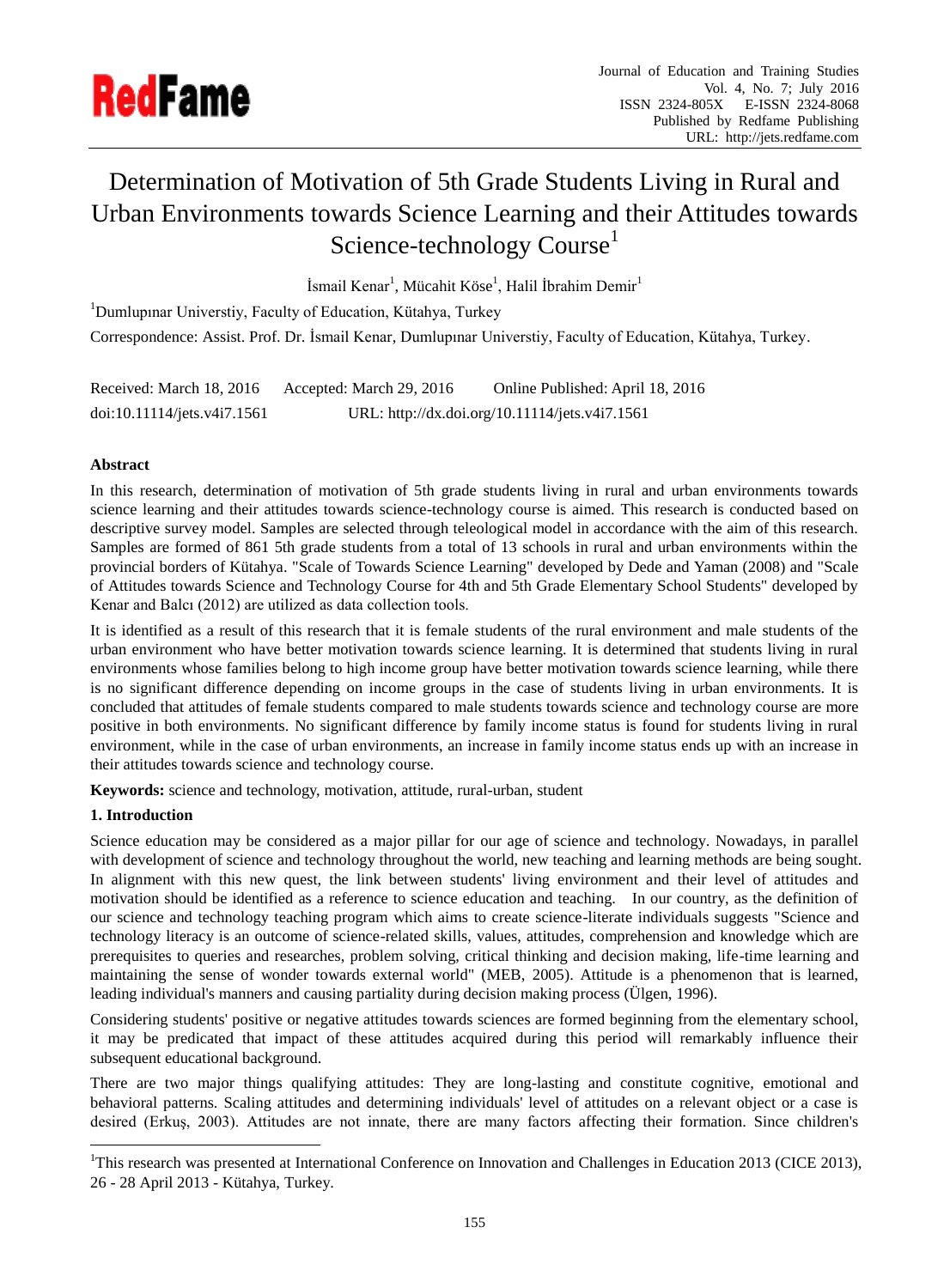# Determination of Motivation of 5th Grade Students Living in Rural and Urban Environments towards Science Learning and their Attitudes towards Science-technology Course[1]

İsmail Kenar[1], Mücahit Köse[1], Halil İbrahim Demir[1]

[1]Dumlupınar Universtiy, Faculty of Education, Kütahya, Turkey

Correspondence: Assist. Prof. Dr. İsmail Kenar, Dumlupınar Universtiy, Faculty of Education, Kütahya, Turkey.

Received: March 18, 2016 Accepted: March 29, 2016 Online Published: April 18, 2016

doi:10.11114/jets.v4i7.1561 URL: http://dx.doi.org/10.11114/jets.v4i7.1561

## Abstract

In this research, determination of motivation of 5th grade students living in rural and urban environments towards science learning and their attitudes towards science-technology course is aimed. This research is conducted based on descriptive survey model. Samples are selected through teleological model in accordance with the aim of this research. Samples are formed of 861 5th grade students from a total of 13 schools in rural and urban environments within the provincial borders of Kütahya. "Scale of Towards Science Learning" developed by Dede and Yaman (2008) and "Scale of Attitudes towards Science and Technology Course for 4th and 5th Grade Elementary School Students" developed by Kenar and Balcı (2012) are utilized as data collection tools.

It is identified as a result of this research that it is female students of the rural environment and male students of the urban environment who have better motivation towards science learning. It is determined that students living in rural environments whose families belong to high income group have better motivation towards science learning, while there is no significant difference depending on income groups in the case of students living in urban environments. It is concluded that attitudes of female students compared to male students towards science and technology course are more positive in both environments. No significant difference by family income status is found for students living in rural environment, while in the case of urban environments, an increase in family income status ends up with an increase in their attitudes towards science and technology course.

**Keywords:** science and technology, motivation, attitude, rural-urban, student

## 1. Introduction

Science education may be considered as a major pillar for our age of science and technology. Nowadays, in parallel with development of science and technology throughout the world, new teaching and learning methods are being sought. In alignment with this new quest, the link between students' living environment and their level of attitudes and motivation should be identified as a reference to science education and teaching. In our country, as the definition of our science and technology teaching program which aims to create science-literate individuals suggests "Science and technology literacy is an outcome of science-related skills, values, attitudes, comprehension and knowledge which are prerequisites to queries and researches, problem solving, critical thinking and decision making, life-time learning and maintaining the sense of wonder towards external world" (MEB, 2005). Attitude is a phenomenon that is learned, leading individual's manners and causing partiality during decision making process (Ülgen, 1996).

Considering students' positive or negative attitudes towards sciences are formed beginning from the elementary school, it may be predicated that impact of these attitudes acquired during this period will remarkably influence their subsequent educational background.

There are two major things qualifying attitudes: They are long-lasting and constitute cognitive, emotional and behavioral patterns. Scaling attitudes and determining individuals' level of attitudes on a relevant object or a case is desired (Erkuş, 2003). Attitudes are not innate, there are many factors affecting their formation. Since children's

[1]This research was presented at International Conference on Innovation and Challenges in Education 2013 (CICE 2013), 26 - 28 April 2013 - Kütahya, Turkey.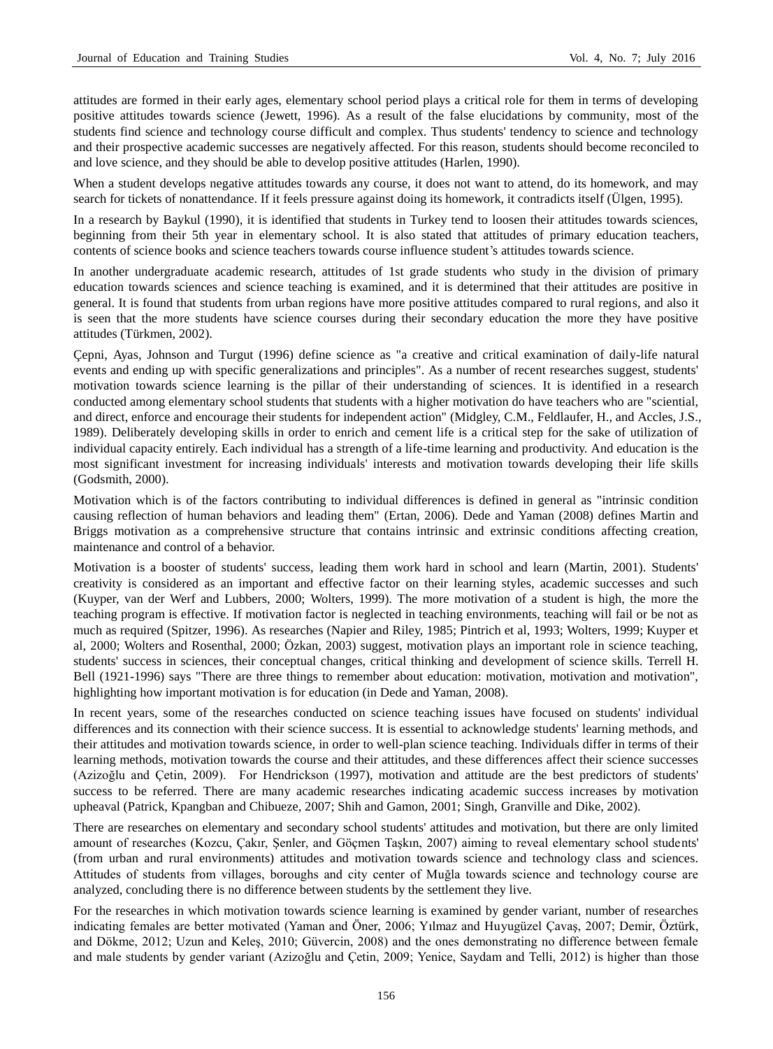attitudes are formed in their early ages, elementary school period plays a critical role for them in terms of developing positive attitudes towards science (Jewett, 1996). As a result of the false elucidations by community, most of the students find science and technology course difficult and complex. Thus students' tendency to science and technology and their prospective academic successes are negatively affected. For this reason, students should become reconciled to and love science, and they should be able to develop positive attitudes (Harlen, 1990).

When a student develops negative attitudes towards any course, it does not want to attend, do its homework, and may search for tickets of nonattendance. If it feels pressure against doing its homework, it contradicts itself (Ülgen, 1995).

In a research by Baykul (1990), it is identified that students in Turkey tend to loosen their attitudes towards sciences, beginning from their 5th year in elementary school. It is also stated that attitudes of primary education teachers, contents of science books and science teachers towards course influence student's attitudes towards science.

In another undergraduate academic research, attitudes of 1st grade students who study in the division of primary education towards sciences and science teaching is examined, and it is determined that their attitudes are positive in general. It is found that students from urban regions have more positive attitudes compared to rural regions, and also it is seen that the more students have science courses during their secondary education the more they have positive attitudes (Türkmen, 2002).

Çepni, Ayas, Johnson and Turgut (1996) define science as "a creative and critical examination of daily-life natural events and ending up with specific generalizations and principles". As a number of recent researches suggest, students' motivation towards science learning is the pillar of their understanding of sciences. It is identified in a research conducted among elementary school students that students with a higher motivation do have teachers who are "sciential, and direct, enforce and encourage their students for independent action" (Midgley, C.M., Feldlaufer, H., and Accles, J.S., 1989). Deliberately developing skills in order to enrich and cement life is a critical step for the sake of utilization of individual capacity entirely. Each individual has a strength of a life-time learning and productivity. And education is the most significant investment for increasing individuals' interests and motivation towards developing their life skills (Godsmith, 2000).

Motivation which is of the factors contributing to individual differences is defined in general as "intrinsic condition causing reflection of human behaviors and leading them" (Ertan, 2006). Dede and Yaman (2008) defines Martin and Briggs motivation as a comprehensive structure that contains intrinsic and extrinsic conditions affecting creation, maintenance and control of a behavior.

Motivation is a booster of students' success, leading them work hard in school and learn (Martin, 2001). Students' creativity is considered as an important and effective factor on their learning styles, academic successes and such (Kuyper, van der Werf and Lubbers, 2000; Wolters, 1999). The more motivation of a student is high, the more the teaching program is effective. If motivation factor is neglected in teaching environments, teaching will fail or be not as much as required (Spitzer, 1996). As researches (Napier and Riley, 1985; Pintrich et al, 1993; Wolters, 1999; Kuyper et al, 2000; Wolters and Rosenthal, 2000; Özkan, 2003) suggest, motivation plays an important role in science teaching, students' success in sciences, their conceptual changes, critical thinking and development of science skills. Terrell H. Bell (1921-1996) says "There are three things to remember about education: motivation, motivation and motivation", highlighting how important motivation is for education (in Dede and Yaman, 2008).

In recent years, some of the researches conducted on science teaching issues have focused on students' individual differences and its connection with their science success. It is essential to acknowledge students' learning methods, and their attitudes and motivation towards science, in order to well-plan science teaching. Individuals differ in terms of their learning methods, motivation towards the course and their attitudes, and these differences affect their science successes (Azizoğlu and Çetin, 2009). For Hendrickson (1997), motivation and attitude are the best predictors of students' success to be referred. There are many academic researches indicating academic success increases by motivation upheaval (Patrick, Kpangban and Chibueze, 2007; Shih and Gamon, 2001; Singh, Granville and Dike, 2002).

There are researches on elementary and secondary school students' attitudes and motivation, but there are only limited amount of researches (Kozcu, Çakır, Şenler, and Göçmen Taşkın, 2007) aiming to reveal elementary school students' (from urban and rural environments) attitudes and motivation towards science and technology class and sciences. Attitudes of students from villages, boroughs and city center of Muğla towards science and technology course are analyzed, concluding there is no difference between students by the settlement they live.

For the researches in which motivation towards science learning is examined by gender variant, number of researches indicating females are better motivated (Yaman and Öner, 2006; Yılmaz and Huyugüzel Çavaş, 2007; Demir, Öztürk, and Dökme, 2012; Uzun and Keleş, 2010; Güvercin, 2008) and the ones demonstrating no difference between female and male students by gender variant (Azizoğlu and Çetin, 2009; Yenice, Saydam and Telli, 2012) is higher than those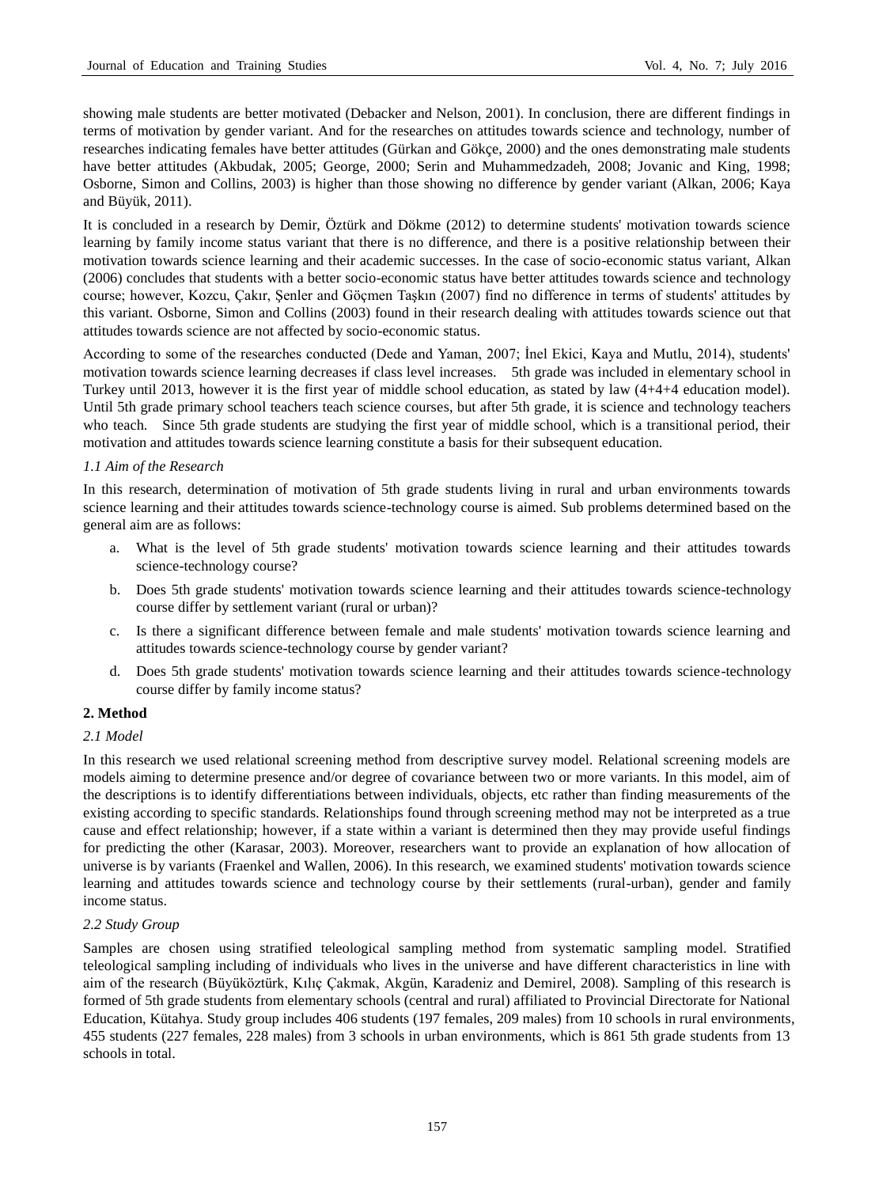showing male students are better motivated (Debacker and Nelson, 2001). In conclusion, there are different findings in terms of motivation by gender variant. And for the researches on attitudes towards science and technology, number of researches indicating females have better attitudes (Gürkan and Gökçe, 2000) and the ones demonstrating male students have better attitudes (Akbudak, 2005; George, 2000; Serin and Muhammedzadeh, 2008; Jovanic and King, 1998; Osborne, Simon and Collins, 2003) is higher than those showing no difference by gender variant (Alkan, 2006; Kaya and Büyük, 2011).

It is concluded in a research by Demir, Öztürk and Dökme (2012) to determine students' motivation towards science learning by family income status variant that there is no difference, and there is a positive relationship between their motivation towards science learning and their academic successes. In the case of socio-economic status variant, Alkan (2006) concludes that students with a better socio-economic status have better attitudes towards science and technology course; however, Kozcu, Çakır, Şenler and Göçmen Taşkın (2007) find no difference in terms of students' attitudes by this variant. Osborne, Simon and Collins (2003) found in their research dealing with attitudes towards science out that attitudes towards science are not affected by socio-economic status.

According to some of the researches conducted (Dede and Yaman, 2007; İnel Ekici, Kaya and Mutlu, 2014), students' motivation towards science learning decreases if class level increases. 5th grade was included in elementary school in Turkey until 2013, however it is the first year of middle school education, as stated by law (4+4+4 education model). Until 5th grade primary school teachers teach science courses, but after 5th grade, it is science and technology teachers who teach. Since 5th grade students are studying the first year of middle school, which is a transitional period, their motivation and attitudes towards science learning constitute a basis for their subsequent education.

### *1.1 Aim of the Research*

In this research, determination of motivation of 5th grade students living in rural and urban environments towards science learning and their attitudes towards science-technology course is aimed. Sub problems determined based on the general aim are as follows:

a. What is the level of 5th grade students' motivation towards science learning and their attitudes towards science-technology course?

b. Does 5th grade students' motivation towards science learning and their attitudes towards science-technology course differ by settlement variant (rural or urban)?

c. Is there a significant difference between female and male students' motivation towards science learning and attitudes towards science-technology course by gender variant?

d. Does 5th grade students' motivation towards science learning and their attitudes towards science-technology course differ by family income status?

## **2. Method**

### *2.1 Model*

In this research we used relational screening method from descriptive survey model. Relational screening models are models aiming to determine presence and/or degree of covariance between two or more variants. In this model, aim of the descriptions is to identify differentiations between individuals, objects, etc rather than finding measurements of the existing according to specific standards. Relationships found through screening method may not be interpreted as a true cause and effect relationship; however, if a state within a variant is determined then they may provide useful findings for predicting the other (Karasar, 2003). Moreover, researchers want to provide an explanation of how allocation of universe is by variants (Fraenkel and Wallen, 2006). In this research, we examined students' motivation towards science learning and attitudes towards science and technology course by their settlements (rural-urban), gender and family income status.

### *2.2 Study Group*

Samples are chosen using stratified teleological sampling method from systematic sampling model. Stratified teleological sampling including of individuals who lives in the universe and have different characteristics in line with aim of the research (Büyüköztürk, Kılıç Çakmak, Akgün, Karadeniz and Demirel, 2008). Sampling of this research is formed of 5th grade students from elementary schools (central and rural) affiliated to Provincial Directorate for National Education, Kütahya. Study group includes 406 students (197 females, 209 males) from 10 schools in rural environments, 455 students (227 females, 228 males) from 3 schools in urban environments, which is 861 5th grade students from 13 schools in total.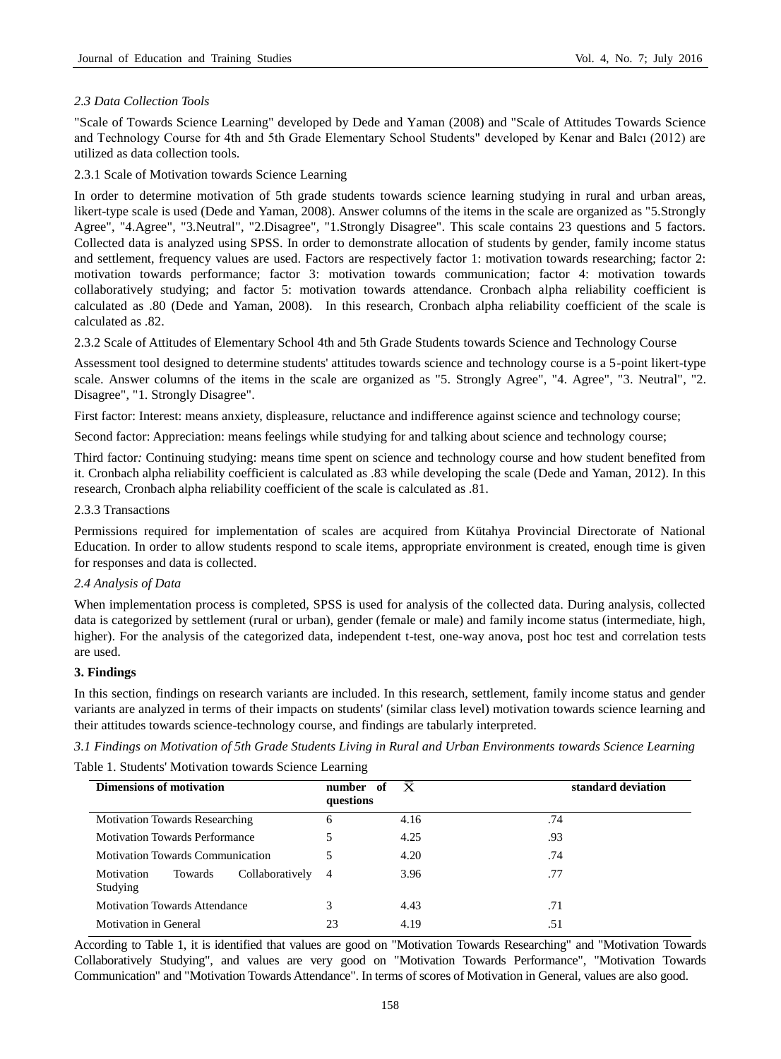*2.3 Data Collection Tools*

"Scale of Towards Science Learning" developed by Dede and Yaman (2008) and "Scale of Attitudes Towards Science and Technology Course for 4th and 5th Grade Elementary School Students" developed by Kenar and Balcı (2012) are utilized as data collection tools.

2.3.1 Scale of Motivation towards Science Learning

In order to determine motivation of 5th grade students towards science learning studying in rural and urban areas, likert-type scale is used (Dede and Yaman, 2008). Answer columns of the items in the scale are organized as "5.Strongly Agree", "4.Agree", "3.Neutral", "2.Disagree", "1.Strongly Disagree". This scale contains 23 questions and 5 factors. Collected data is analyzed using SPSS. In order to demonstrate allocation of students by gender, family income status and settlement, frequency values are used. Factors are respectively factor 1: motivation towards researching; factor 2: motivation towards performance; factor 3: motivation towards communication; factor 4: motivation towards collaboratively studying; and factor 5: motivation towards attendance. Cronbach alpha reliability coefficient is calculated as .80 (Dede and Yaman, 2008). In this research, Cronbach alpha reliability coefficient of the scale is calculated as .82.

2.3.2 Scale of Attitudes of Elementary School 4th and 5th Grade Students towards Science and Technology Course

Assessment tool designed to determine students' attitudes towards science and technology course is a 5-point likert-type scale. Answer columns of the items in the scale are organized as "5. Strongly Agree", "4. Agree", "3. Neutral", "2. Disagree", "1. Strongly Disagree".

First factor: Interest: means anxiety, displeasure, reluctance and indifference against science and technology course;

Second factor: Appreciation: means feelings while studying for and talking about science and technology course;

Third factor*:* Continuing studying: means time spent on science and technology course and how student benefited from it. Cronbach alpha reliability coefficient is calculated as .83 while developing the scale (Dede and Yaman, 2012). In this research, Cronbach alpha reliability coefficient of the scale is calculated as .81.

2.3.3 Transactions

Permissions required for implementation of scales are acquired from Kütahya Provincial Directorate of National Education. In order to allow students respond to scale items, appropriate environment is created, enough time is given for responses and data is collected.

*2.4 Analysis of Data*

When implementation process is completed, SPSS is used for analysis of the collected data. During analysis, collected data is categorized by settlement (rural or urban), gender (female or male) and family income status (intermediate, high, higher). For the analysis of the categorized data, independent t-test, one-way anova, post hoc test and correlation tests are used.

## 3. Findings

In this section, findings on research variants are included. In this research, settlement, family income status and gender variants are analyzed in terms of their impacts on students' (similar class level) motivation towards science learning and their attitudes towards science-technology course, and findings are tabularly interpreted.

*3.1 Findings on Motivation of 5th Grade Students Living in Rural and Urban Environments towards Science Learning*

Table 1. Students' Motivation towards Science Learning

| Dimensions of motivation | number of questions | $\bar{X}$ | standard deviation |
|---|---|---|---|
| Motivation Towards Researching | 6 | 4.16 | .74 |
| Motivation Towards Performance | 5 | 4.25 | .93 |
| Motivation Towards Communication | 5 | 4.20 | .74 |
| Motivation Towards Collaboratively Studying | 4 | 3.96 | .77 |
| Motivation Towards Attendance | 3 | 4.43 | .71 |
| Motivation in General | 23 | 4.19 | .51 |

According to Table 1, it is identified that values are good on "Motivation Towards Researching" and "Motivation Towards Collaboratively Studying", and values are very good on "Motivation Towards Performance", "Motivation Towards Communication" and "Motivation Towards Attendance". In terms of scores of Motivation in General, values are also good.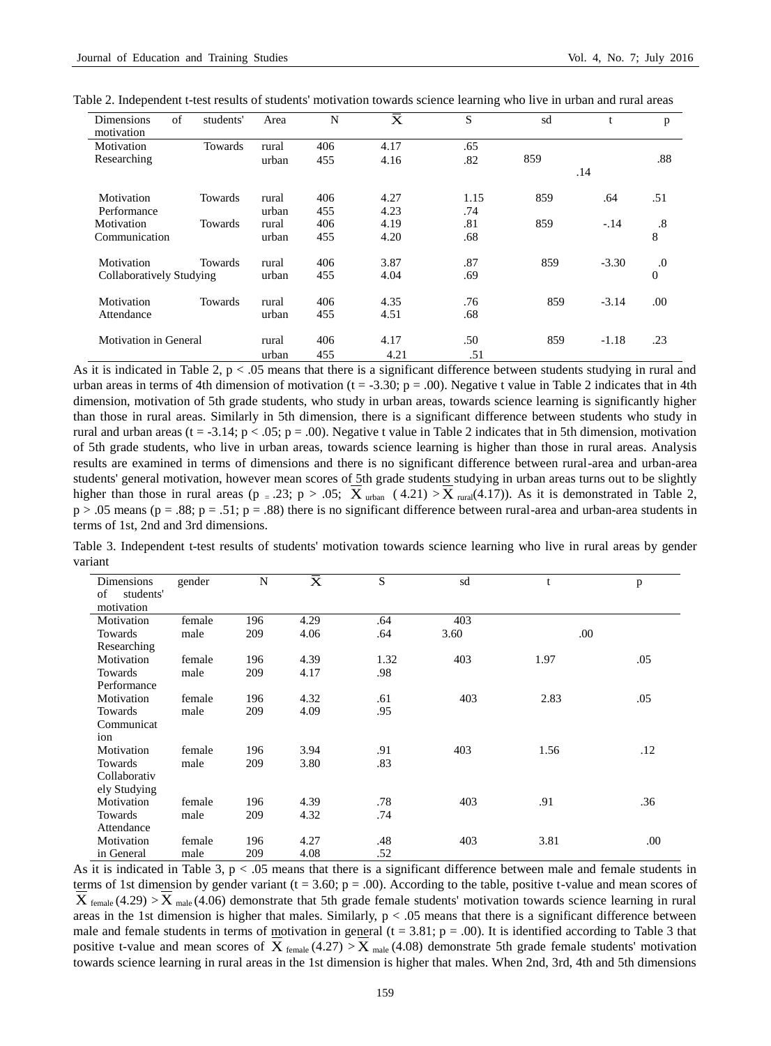Table 2. Independent t-test results of students' motivation towards science learning who live in urban and rural areas

| Dimensions of students' motivation | Area | N | $\overline{X}$ | S | sd | t | p |
|---|---|---|---|---|---|---|---|
| Motivation Towards Researching | rural | 406 | 4.17 | .65 | | | |
| | urban | 455 | 4.16 | .82 | 859 | .14 | .88 |
| Motivation Towards Performance | rural | 406 | 4.27 | 1.15 | 859 | .64 | .51 |
| | urban | 455 | 4.23 | .74 | | | |
| Motivation Towards Communication | rural | 406 | 4.19 | .81 | 859 | -.14 | .88 |
| | urban | 455 | 4.20 | .68 | | | |
| Motivation Towards Collaboratively Studying | rural | 406 | 3.87 | .87 | 859 | -3.30 | .00 |
| | urban | 455 | 4.04 | .69 | | | |
| Motivation Towards Attendance | rural | 406 | 4.35 | .76 | 859 | -3.14 | .00 |
| | urban | 455 | 4.51 | .68 | | | |
| Motivation in General | rural | 406 | 4.17 | .50 | 859 | -1.18 | .23 |
| | urban | 455 | 4.21 | .51 | | | |

As it is indicated in Table 2, $p < .05$ means that there is a significant difference between students studying in rural and urban areas in terms of 4th dimension of motivation ($t = -3.30$; $p = .00$). Negative t value in Table 2 indicates that in 4th dimension, motivation of 5th grade students, who study in urban areas, towards science learning is significantly higher than those in rural areas. Similarly in 5th dimension, there is a significant difference between students who study in rural and urban areas ($t = -3.14$; $p < .05$; $p = .00$). Negative t value in Table 2 indicates that in 5th dimension, motivation of 5th grade students, who live in urban areas, towards science learning is higher than those in rural areas. Analysis results are examined in terms of dimensions and there is no significant difference between rural-area and urban-area students' general motivation, however mean scores of 5th grade students studying in urban areas turns out to be slightly higher than those in rural areas ($p = .23$; $p > .05$; $\overline{X}_{urban}$ $(4.21) > \overline{X}_{rural}(4.17)$). As it is demonstrated in Table 2, $p > .05$ means ($p = .88$; $p = .51$; $p = .88$) there is no significant difference between rural-area and urban-area students in terms of 1st, 2nd and 3rd dimensions.

Table 3. Independent t-test results of students' motivation towards science learning who live in rural areas by gender variant

| Dimensions of students' motivation | gender | N | $\overline{X}$ | S | sd | t | p |
|---|---|---|---|---|---|---|---|
| Motivation Towards Researching | female | 196 | 4.29 | .64 | 403 | | |
| | male | 209 | 4.06 | .64 | 3.60 | .00 | |
| Motivation Towards Performance | female | 196 | 4.39 | 1.32 | 403 | 1.97 | .05 |
| | male | 209 | 4.17 | .98 | | | |
| Motivation Towards Communication | female | 196 | 4.32 | .61 | 403 | 2.83 | .05 |
| | male | 209 | 4.09 | .95 | | | |
| Motivation Towards Collaboratively Studying | female | 196 | 3.94 | .91 | 403 | 1.56 | .12 |
| | male | 209 | 3.80 | .83 | | | |
| Motivation Towards Attendance | female | 196 | 4.39 | .78 | 403 | .91 | .36 |
| | male | 209 | 4.32 | .74 | | | |
| Motivation in General | female | 196 | 4.27 | .48 | 403 | 3.81 | .00 |
| | male | 209 | 4.08 | .52 | | | |

As it is indicated in Table 3, $p < .05$ means that there is a significant difference between male and female students in terms of 1st dimension by gender variant ($t = 3.60$; $p = .00$). According to the table, positive t-value and mean scores of $\overline{X}_{female}(4.29) > \overline{X}_{male}(4.06)$ demonstrate that 5th grade female students' motivation towards science learning in rural areas in the 1st dimension is higher that males. Similarly, $p < .05$ means that there is a significant difference between male and female students in terms of motivation in general ($t = 3.81$; $p = .00$). It is identified according to Table 3 that positive t-value and mean scores of $\overline{X}_{female}(4.27) > \overline{X}_{male}(4.08)$ demonstrate 5th grade female students' motivation towards science learning in rural areas in the 1st dimension is higher that males. When 2nd, 3rd, 4th and 5th dimensions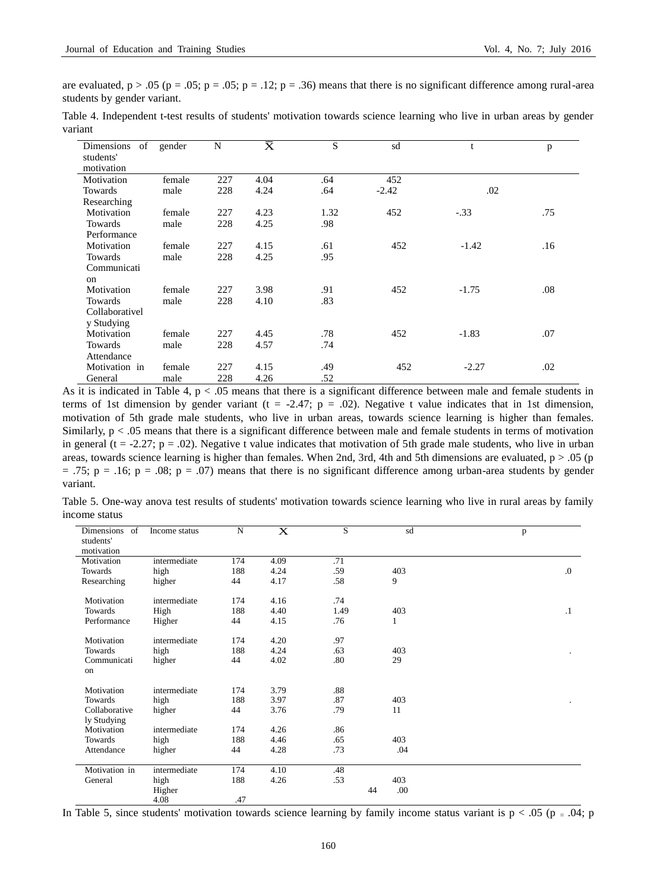are evaluated, $p > .05$ ($p = .05$; $p = .05$; $p = .12$; $p = .36$) means that there is no significant difference among rural-area students by gender variant.

Table 4. Independent t-test results of students' motivation towards science learning who live in urban areas by gender variant

| Dimensions of students' motivation | gender | N | $\bar{X}$ | S | sd | t | p |
|---|---|---|---|---|---|---|---|
| Motivation Towards Researching | female | 227 | 4.04 | .64 | 452 | | |
| | male | 228 | 4.24 | .64 | -2.42 | .02 | |
| Motivation Towards Performance | female | 227 | 4.23 | 1.32 | 452 | -.33 | .75 |
| | male | 228 | 4.25 | .98 | | | |
| Motivation Towards Communication | female | 227 | 4.15 | .61 | 452 | -1.42 | .16 |
| | male | 228 | 4.25 | .95 | | | |
| Motivation Towards Collaboratively Studying | female | 227 | 3.98 | .91 | 452 | -1.75 | .08 |
| | male | 228 | 4.10 | .83 | | | |
| Motivation Towards Attendance | female | 227 | 4.45 | .78 | 452 | -1.83 | .07 |
| | male | 228 | 4.57 | .74 | | | |
| Motivation in General | female | 227 | 4.15 | .49 | 452 | -2.27 | .02 |
| | male | 228 | 4.26 | .52 | | | |

As it is indicated in Table 4, $p < .05$ means that there is a significant difference between male and female students in terms of 1st dimension by gender variant ($t = -2.47$; $p = .02$). Negative t value indicates that in 1st dimension, motivation of 5th grade male students, who live in urban areas, towards science learning is higher than females. Similarly, $p < .05$ means that there is a significant difference between male and female students in terms of motivation in general ($t = -2.27$; $p = .02$). Negative t value indicates that motivation of 5th grade male students, who live in urban areas, towards science learning is higher than females. When 2nd, 3rd, 4th and 5th dimensions are evaluated, $p > .05$ ($p = .75$; $p = .16$; $p = .08$; $p = .07$) means that there is no significant difference among urban-area students by gender variant.

Table 5. One-way anova test results of students' motivation towards science learning who live in rural areas by family income status

| Dimensions of students' motivation | Income status | N | $\bar{X}$ | S | sd | p |
|---|---|---|---|---|---|---|
| Motivation Towards Researching | intermediate | 174 | 4.09 | .71 | | |
| | high | 188 | 4.24 | .59 | 403 | .0 |
| | higher | 44 | 4.17 | .58 | 9 | |
| Motivation Towards Performance | intermediate | 174 | 4.16 | .74 | | |
| | High | 188 | 4.40 | 1.49 | 403 | .1 |
| | Higher | 44 | 4.15 | .76 | 1 | |
| Motivation Towards Communication | intermediate | 174 | 4.20 | .97 | | |
| | high | 188 | 4.24 | .63 | 403 | . |
| | higher | 44 | 4.02 | .80 | 29 | |
| Motivation Towards Collaboratively Studying | intermediate | 174 | 3.79 | .88 | | |
| | high | 188 | 3.97 | .87 | 403 | . |
| | higher | 44 | 3.76 | .79 | 11 | |
| Motivation Towards Attendance | intermediate | 174 | 4.26 | .86 | | |
| | high | 188 | 4.46 | .65 | 403 | |
| | higher | 44 | 4.28 | .73 | .04 | |
| Motivation in General | intermediate | 174 | 4.10 | .48 | | |
| | high | 188 | 4.26 | .53 | 403 | |
| | Higher 4.08 | .47 | | | 44 .00 | |

In Table 5, since students' motivation towards science learning by family income status variant is $p < .05$ ($p = .04$; p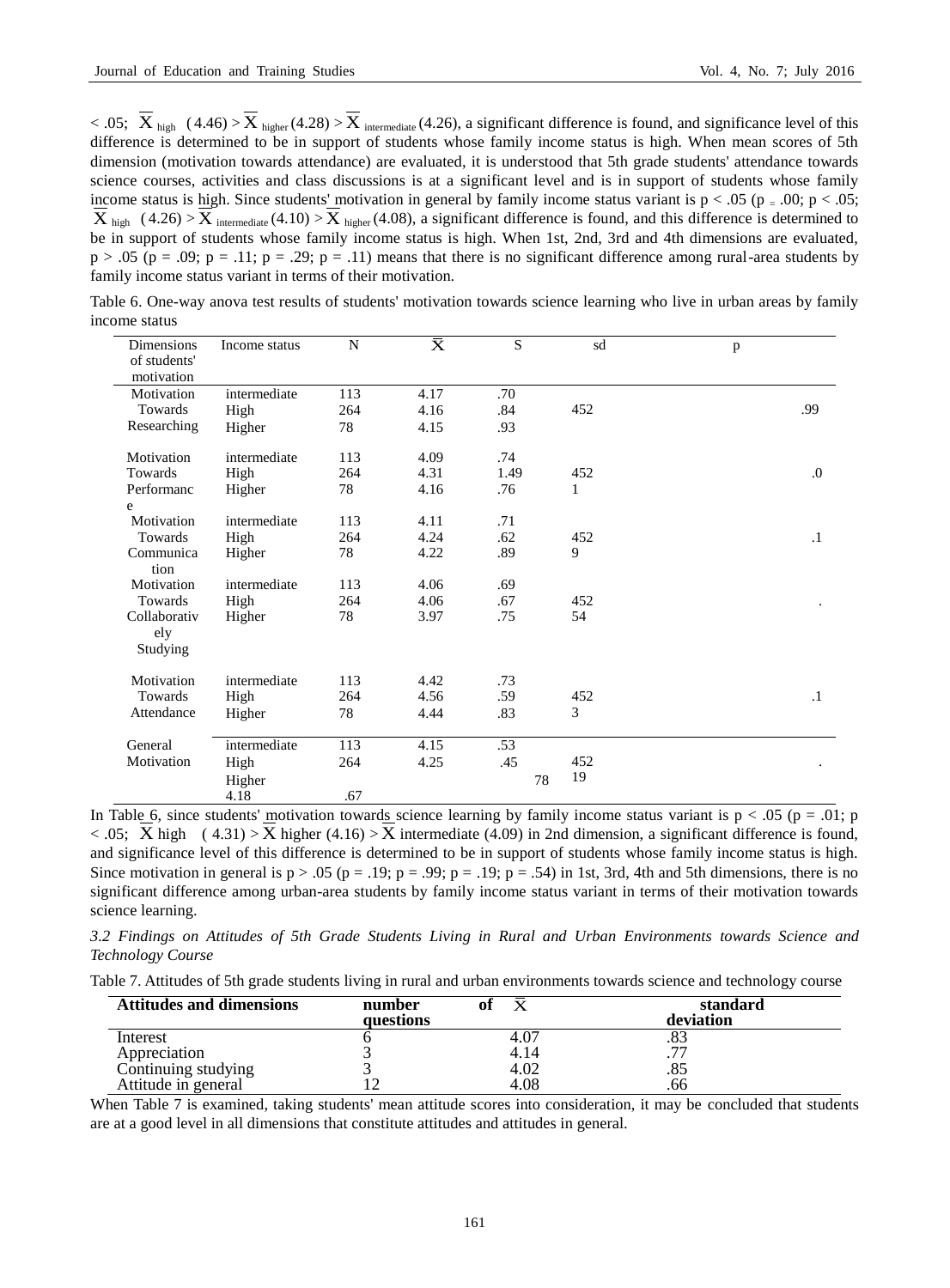$< .05$; $\overline{X}_{high}$ (4.46) > $\overline{X}_{higher}$ (4.28) > $\overline{X}_{intermediate}$ (4.26), a significant difference is found, and significance level of this difference is determined to be in support of students whose family income status is high. When mean scores of 5th dimension (motivation towards attendance) are evaluated, it is understood that 5th grade students' attendance towards science courses, activities and class discussions is at a significant level and is in support of students whose family income status is high. Since students' motivation in general by family income status variant is $p < .05$ ($p = .00$; $p < .05$; $\overline{X}_{high}$ (4.26) > $\overline{X}_{intermediate}$ (4.10) > $\overline{X}_{higher}$ (4.08), a significant difference is found, and this difference is determined to be in support of students whose family income status is high. When 1st, 2nd, 3rd and 4th dimensions are evaluated, $p > .05$ ($p = .09$; $p = .11$; $p = .29$; $p = .11$) means that there is no significant difference among rural-area students by family income status variant in terms of their motivation.

Table 6. One-way anova test results of students' motivation towards science learning who live in urban areas by family income status

| Dimensions of students' motivation | Income status | N | $\overline{X}$ | S | sd | p |
|---|---|---|---|---|---|---|
| Motivation Towards Researching | intermediate | 113 | 4.17 | .70 | | |
| | High | 264 | 4.16 | .84 | 452 | .99 |
| | Higher | 78 | 4.15 | .93 | | |
| Motivation Towards Performance | intermediate | 113 | 4.09 | .74 | | |
| | High | 264 | 4.31 | 1.49 | 452 | .0 |
| | Higher | 78 | 4.16 | .76 | 1 | |
| Motivation Towards Communication | intermediate | 113 | 4.11 | .71 | | |
| | High | 264 | 4.24 | .62 | 452 | .1 |
| | Higher | 78 | 4.22 | .89 | 9 | |
| Motivation Towards Collaboratively Studying | intermediate | 113 | 4.06 | .69 | | |
| | High | 264 | 4.06 | .67 | 452 | . |
| | Higher | 78 | 3.97 | .75 | 54 | |
| Motivation Towards Attendance | intermediate | 113 | 4.42 | .73 | | |
| | High | 264 | 4.56 | .59 | 452 | .1 |
| | Higher | 78 | 4.44 | .83 | 3 | |
| General Motivation | intermediate | 113 | 4.15 | .53 | | |
| | High | 264 | 4.25 | .45 | 452 | . |
| | Higher 4.18 | .67 | | 78 | 19 | |

In Table 6, since students' motivation towards science learning by family income status variant is $p < .05$ ($p = .01$; $p < .05$; $\overline{X}$ high (4.31) > $\overline{X}$ higher (4.16) > $\overline{X}$ intermediate (4.09) in 2nd dimension, a significant difference is found, and significance level of this difference is determined to be in support of students whose family income status is high. Since motivation in general is $p > .05$ ($p = .19$; $p = .99$; $p = .19$; $p = .54$) in 1st, 3rd, 4th and 5th dimensions, there is no significant difference among urban-area students by family income status variant in terms of their motivation towards science learning.

*3.2 Findings on Attitudes of 5th Grade Students Living in Rural and Urban Environments towards Science and Technology Course*

Table 7. Attitudes of 5th grade students living in rural and urban environments towards science and technology course

| **Attitudes and dimensions** | **number of questions** | $\overline{X}$ | **standard deviation** |
|---|---|---|---|
| Interest | 6 | 4.07 | .83 |
| Appreciation | 3 | 4.14 | .77 |
| Continuing studying | 3 | 4.02 | .85 |
| Attitude in general | 12 | 4.08 | .66 |

When Table 7 is examined, taking students' mean attitude scores into consideration, it may be concluded that students are at a good level in all dimensions that constitute attitudes and attitudes in general.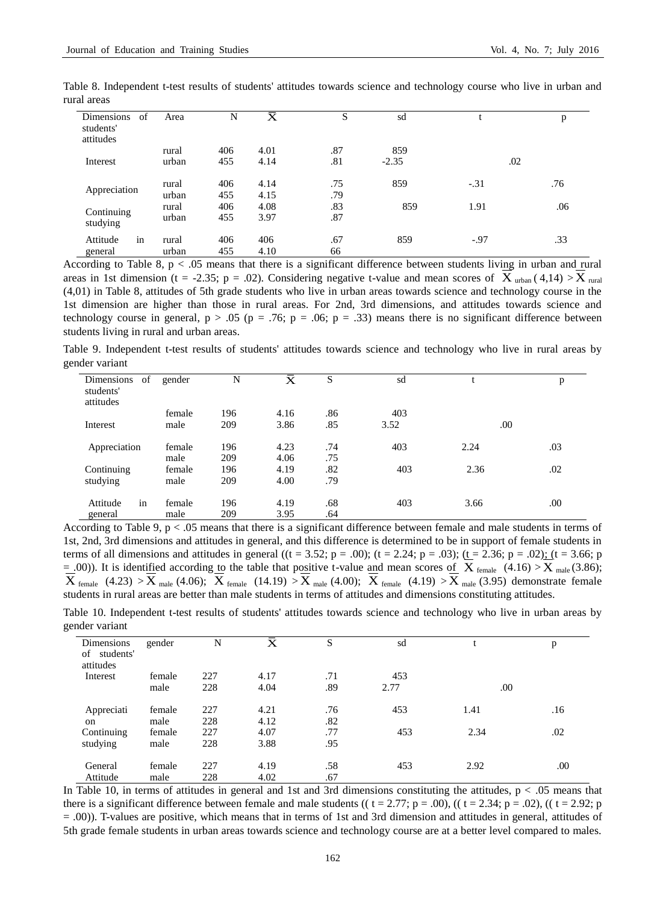Table 8. Independent t-test results of students' attitudes towards science and technology course who live in urban and rural areas

| Dimensions of students' attitudes | Area | N | $\bar{X}$ | S | sd | t | p |
|---|---|---|---|---|---|---|---|
| Interest | rural | 406 | 4.01 | .87 | 859 | | |
| | urban | 455 | 4.14 | .81 | -2.35 | | .02 |
| Appreciation | rural | 406 | 4.14 | .75 | 859 | -.31 | .76 |
| | urban | 455 | 4.15 | .79 | | | |
| Continuing studying | rural | 406 | 4.08 | .83 | 859 | 1.91 | .06 |
| | urban | 455 | 3.97 | .87 | | | |
| Attitude in general | rural | 406 | 406 | .67 | 859 | -.97 | .33 |
| | urban | 455 | 4.10 | 66 | | | |

According to Table 8, $p < .05$ means that there is a significant difference between students living in urban and rural areas in 1st dimension ($t = -2.35$; $p = .02$). Considering negative t-value and mean scores of $\bar{X}_{urban}$ (4,14) > $\bar{X}_{rural}$ (4,01) in Table 8, attitudes of 5th grade students who live in urban areas towards science and technology course in the 1st dimension are higher than those in rural areas. For 2nd, 3rd dimensions, and attitudes towards science and technology course in general, $p > .05$ ($p = .76$; $p = .06$; $p = .33$) means there is no significant difference between students living in rural and urban areas.

Table 9. Independent t-test results of students' attitudes towards science and technology who live in rural areas by gender variant

| Dimensions of students' attitudes | gender | N | $\bar{X}$ | S | sd | t | p |
|---|---|---|---|---|---|---|---|
| Interest | female | 196 | 4.16 | .86 | 403 | | |
| | male | 209 | 3.86 | .85 | 3.52 | | .00 |
| Appreciation | female | 196 | 4.23 | .74 | 403 | 2.24 | .03 |
| | male | 209 | 4.06 | .75 | | | |
| Continuing studying | female | 196 | 4.19 | .82 | 403 | 2.36 | .02 |
| | male | 209 | 4.00 | .79 | | | |
| Attitude in general | female | 196 | 4.19 | .68 | 403 | 3.66 | .00 |
| | male | 209 | 3.95 | .64 | | | |

According to Table 9, $p < .05$ means that there is a significant difference between female and male students in terms of 1st, 2nd, 3rd dimensions and attitudes in general, and this difference is determined to be in support of female students in terms of all dimensions and attitudes in general (($t = 3.52$; $p = .00$); ($t = 2.24$; $p = .03$); ($t = 2.36$; $p = .02$); ($t = 3.66$; $p = .00$)). It is identified according to the table that positive t-value and mean scores of $\bar{X}_{female}$ (4.16) > $\bar{X}_{male}$ (3.86); $\bar{X}_{female}$ (4.23) > $\bar{X}_{male}$ (4.06); $\bar{X}_{female}$ (14.19) > $\bar{X}_{male}$ (4.00); $\bar{X}_{female}$ (4.19) > $\bar{X}_{male}$ (3.95) demonstrate female students in rural areas are better than male students in terms of attitudes and dimensions constituting attitudes.

Table 10. Independent t-test results of students' attitudes towards science and technology who live in urban areas by gender variant

| Dimensions of students' attitudes | gender | N | $\bar{X}$ | S | sd | t | p |
|---|---|---|---|---|---|---|---|
| Interest | female | 227 | 4.17 | .71 | 453 | | |
| | male | 228 | 4.04 | .89 | 2.77 | | .00 |
| Appreciation | female | 227 | 4.21 | .76 | 453 | 1.41 | .16 |
| | male | 228 | 4.12 | .82 | | | |
| Continuing studying | female | 227 | 4.07 | .77 | 453 | 2.34 | .02 |
| | male | 228 | 3.88 | .95 | | | |
| General Attitude | female | 227 | 4.19 | .58 | 453 | 2.92 | .00 |
| | male | 228 | 4.02 | .67 | | | |

In Table 10, in terms of attitudes in general and 1st and 3rd dimensions constituting the attitudes, $p < .05$ means that there is a significant difference between female and male students (( $t = 2.77$; $p = .00$), (( $t = 2.34$; $p = .02$), (( $t = 2.92$; $p = .00$)). T-values are positive, which means that in terms of 1st and 3rd dimension and attitudes in general, attitudes of 5th grade female students in urban areas towards science and technology course are at a better level compared to males.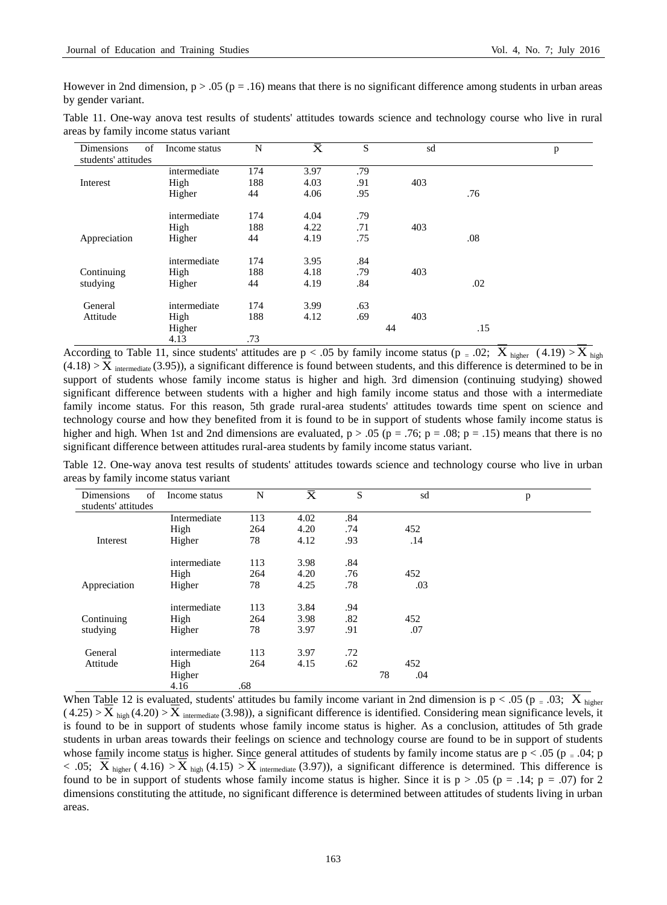However in 2nd dimension, $p > .05$ ($p = .16$) means that there is no significant difference among students in urban areas by gender variant.

Table 11. One-way anova test results of students' attitudes towards science and technology course who live in rural areas by family income status variant

| Dimensions of students' attitudes | Income status | N | $\overline{X}$ | S | sd | p |
|---|---|---|---|---|---|---|
| | intermediate | 174 | 3.97 | .79 | | |
| Interest | High | 188 | 4.03 | .91 | 403 | |
| | Higher | 44 | 4.06 | .95 | | .76 |
| | intermediate | 174 | 4.04 | .79 | | |
| | High | 188 | 4.22 | .71 | 403 | |
| Appreciation | Higher | 44 | 4.19 | .75 | | .08 |
| | intermediate | 174 | 3.95 | .84 | | |
| Continuing | High | 188 | 4.18 | .79 | 403 | |
| studying | Higher | 44 | 4.19 | .84 | | .02 |
| General | intermediate | 174 | 3.99 | .63 | | |
| Attitude | High | 188 | 4.12 | .69 | 403 | |
| | Higher | | | | 44 | .15 |
| | 4.13 | .73 | | | | |

According to Table 11, since students' attitudes are $p < .05$ by family income status ($p = .02$; $\overline{X}_{higher}$ (4.19) > $\overline{X}_{high}$ (4.18) > $\overline{X}_{intermediate}$ (3.95)), a significant difference is found between students, and this difference is determined to be in support of students whose family income status is higher and high. 3rd dimension (continuing studying) showed significant difference between students with a higher and high family income status and those with a intermediate family income status. For this reason, 5th grade rural-area students' attitudes towards time spent on science and technology course and how they benefited from it is found to be in support of students whose family income status is higher and high. When 1st and 2nd dimensions are evaluated, $p > .05$ ($p = .76$; $p = .08$; $p = .15$) means that there is no significant difference between attitudes rural-area students by family income status variant.

Table 12. One-way anova test results of students' attitudes towards science and technology course who live in urban areas by family income status variant

| Dimensions of students' attitudes | Income status | N | $\overline{X}$ | S | sd | p |
|---|---|---|---|---|---|---|
| | Intermediate | 113 | 4.02 | .84 | | |
| | High | 264 | 4.20 | .74 | 452 | |
| Interest | Higher | 78 | 4.12 | .93 | .14 | |
| | intermediate | 113 | 3.98 | .84 | | |
| | High | 264 | 4.20 | .76 | 452 | |
| Appreciation | Higher | 78 | 4.25 | .78 | .03 | |
| | intermediate | 113 | 3.84 | .94 | | |
| Continuing | High | 264 | 3.98 | .82 | 452 | |
| studying | Higher | 78 | 3.97 | .91 | .07 | |
| General | intermediate | 113 | 3.97 | .72 | | |
| Attitude | High | 264 | 4.15 | .62 | 452 | |
| | Higher | | | | 78 | .04 |
| | 4.16 | .68 | | | | |

When Table 12 is evaluated, students' attitudes bu family income variant in 2nd dimension is $p < .05$ ($p = .03$; $\overline{X}_{higher}$ (4.25) > $\overline{X}_{high}$ (4.20) > $\overline{X}_{intermediate}$ (3.98)), a significant difference is identified. Considering mean significance levels, it is found to be in support of students whose family income status is higher. As a conclusion, attitudes of 5th grade students in urban areas towards their feelings on science and technology course are found to be in support of students whose family income status is higher. Since general attitudes of students by family income status are $p < .05$ ($p = .04$; $p < .05$; $\overline{X}_{higher}$ (4.16) > $\overline{X}_{high}$ (4.15) > $\overline{X}_{intermediate}$ (3.97)), a significant difference is determined. This difference is found to be in support of students whose family income status is higher. Since it is $p > .05$ ($p = .14$; $p = .07$) for 2 dimensions constituting the attitude, no significant difference is determined between attitudes of students living in urban areas.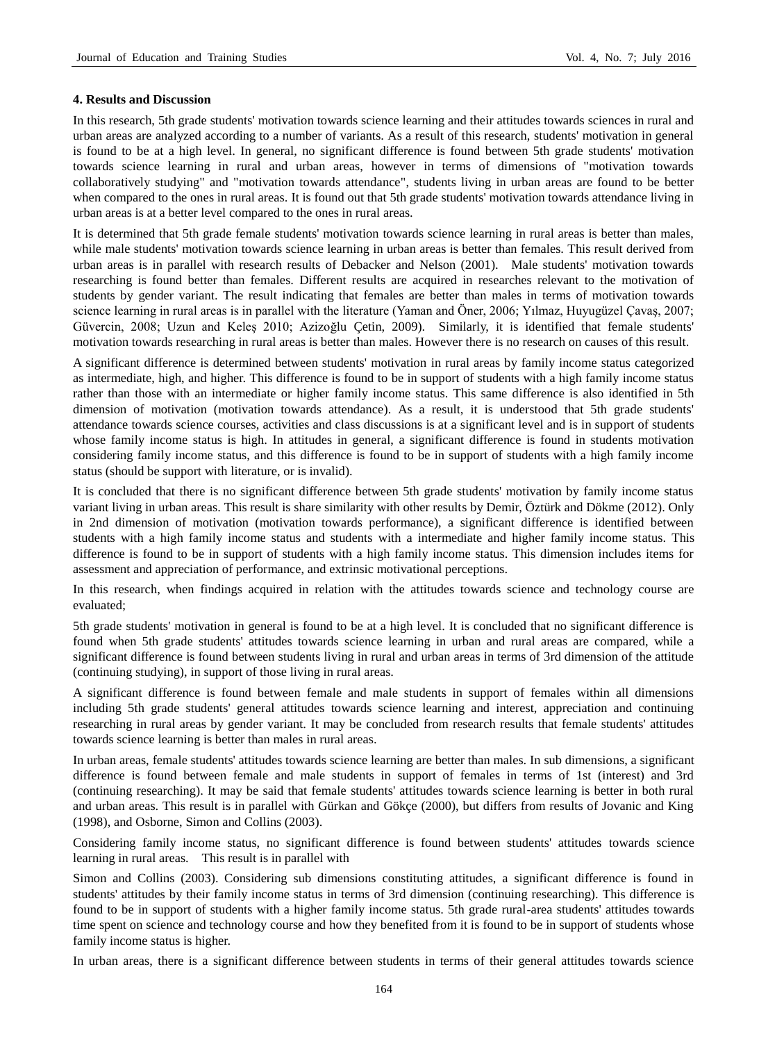### 4. Results and Discussion

In this research, 5th grade students' motivation towards science learning and their attitudes towards sciences in rural and urban areas are analyzed according to a number of variants. As a result of this research, students' motivation in general is found to be at a high level. In general, no significant difference is found between 5th grade students' motivation towards science learning in rural and urban areas, however in terms of dimensions of "motivation towards collaboratively studying" and "motivation towards attendance", students living in urban areas are found to be better when compared to the ones in rural areas. It is found out that 5th grade students' motivation towards attendance living in urban areas is at a better level compared to the ones in rural areas.

It is determined that 5th grade female students' motivation towards science learning in rural areas is better than males, while male students' motivation towards science learning in urban areas is better than females. This result derived from urban areas is in parallel with research results of Debacker and Nelson (2001). Male students' motivation towards researching is found better than females. Different results are acquired in researches relevant to the motivation of students by gender variant. The result indicating that females are better than males in terms of motivation towards science learning in rural areas is in parallel with the literature (Yaman and Öner, 2006; Yılmaz, Huyugüzel Çavaş, 2007; Güvercin, 2008; Uzun and Keleş 2010; Azizoğlu Çetin, 2009). Similarly, it is identified that female students' motivation towards researching in rural areas is better than males. However there is no research on causes of this result.

A significant difference is determined between students' motivation in rural areas by family income status categorized as intermediate, high, and higher. This difference is found to be in support of students with a high family income status rather than those with an intermediate or higher family income status. This same difference is also identified in 5th dimension of motivation (motivation towards attendance). As a result, it is understood that 5th grade students' attendance towards science courses, activities and class discussions is at a significant level and is in support of students whose family income status is high. In attitudes in general, a significant difference is found in students motivation considering family income status, and this difference is found to be in support of students with a high family income status (should be support with literature, or is invalid).

It is concluded that there is no significant difference between 5th grade students' motivation by family income status variant living in urban areas. This result is share similarity with other results by Demir, Öztürk and Dökme (2012). Only in 2nd dimension of motivation (motivation towards performance), a significant difference is identified between students with a high family income status and students with a intermediate and higher family income status. This difference is found to be in support of students with a high family income status. This dimension includes items for assessment and appreciation of performance, and extrinsic motivational perceptions.

In this research, when findings acquired in relation with the attitudes towards science and technology course are evaluated;

5th grade students' motivation in general is found to be at a high level. It is concluded that no significant difference is found when 5th grade students' attitudes towards science learning in urban and rural areas are compared, while a significant difference is found between students living in rural and urban areas in terms of 3rd dimension of the attitude (continuing studying), in support of those living in rural areas.

A significant difference is found between female and male students in support of females within all dimensions including 5th grade students' general attitudes towards science learning and interest, appreciation and continuing researching in rural areas by gender variant. It may be concluded from research results that female students' attitudes towards science learning is better than males in rural areas.

In urban areas, female students' attitudes towards science learning are better than males. In sub dimensions, a significant difference is found between female and male students in support of females in terms of 1st (interest) and 3rd (continuing researching). It may be said that female students' attitudes towards science learning is better in both rural and urban areas. This result is in parallel with Gürkan and Gökçe (2000), but differs from results of Jovanic and King (1998), and Osborne, Simon and Collins (2003).

Considering family income status, no significant difference is found between students' attitudes towards science learning in rural areas. This result is in parallel with

Simon and Collins (2003). Considering sub dimensions constituting attitudes, a significant difference is found in students' attitudes by their family income status in terms of 3rd dimension (continuing researching). This difference is found to be in support of students with a higher family income status. 5th grade rural-area students' attitudes towards time spent on science and technology course and how they benefited from it is found to be in support of students whose family income status is higher.

In urban areas, there is a significant difference between students in terms of their general attitudes towards science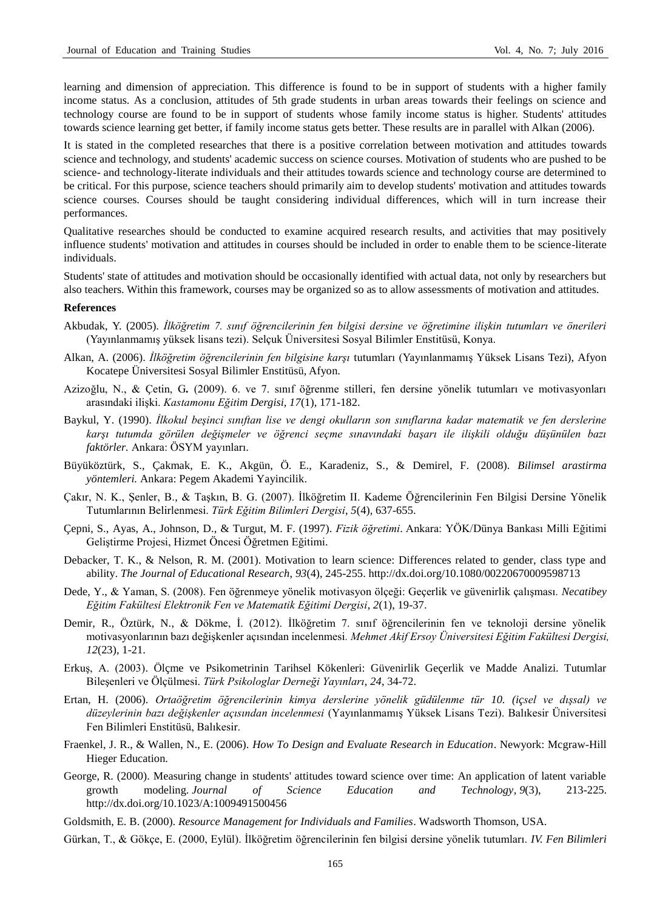learning and dimension of appreciation. This difference is found to be in support of students with a higher family income status. As a conclusion, attitudes of 5th grade students in urban areas towards their feelings on science and technology course are found to be in support of students whose family income status is higher. Students' attitudes towards science learning get better, if family income status gets better. These results are in parallel with Alkan (2006).

It is stated in the completed researches that there is a positive correlation between motivation and attitudes towards science and technology, and students' academic success on science courses. Motivation of students who are pushed to be science- and technology-literate individuals and their attitudes towards science and technology course are determined to be critical. For this purpose, science teachers should primarily aim to develop students' motivation and attitudes towards science courses. Courses should be taught considering individual differences, which will in turn increase their performances.

Qualitative researches should be conducted to examine acquired research results, and activities that may positively influence students' motivation and attitudes in courses should be included in order to enable them to be science-literate individuals.

Students' state of attitudes and motivation should be occasionally identified with actual data, not only by researchers but also teachers. Within this framework, courses may be organized so as to allow assessments of motivation and attitudes.

**References**

Akbudak, Y. (2005). *İlköğretim 7. sınıf öğrencilerinin fen bilgisi dersine ve öğretimine ilişkin tutumları ve önerileri* (Yayınlanmamış yüksek lisans tezi). Selçuk Üniversitesi Sosyal Bilimler Enstitüsü, Konya.

Alkan, A. (2006). *İlköğretim öğrencilerinin fen bilgisine karşı* tutumları (Yayınlanmamış Yüksek Lisans Tezi), Afyon Kocatepe Üniversitesi Sosyal Bilimler Enstitüsü, Afyon.

Azizoğlu, N., & Çetin, G**.** (2009). 6. ve 7. sınıf öğrenme stilleri, fen dersine yönelik tutumları ve motivasyonları arasındaki ilişki. *Kastamonu Eğitim Dergisi, 17*(1), 171-182.

Baykul, Y. (1990). *İlkokul beşinci sınıftan lise ve dengi okulların son sınıflarına kadar matematik ve fen derslerine karşı tutumda görülen değişmeler ve öğrenci seçme sınavındaki başarı ile ilişkili olduğu düşünülen bazı faktörler.* Ankara: ÖSYM yayınları.

Büyüköztürk, S., Çakmak, E. K., Akgün, Ö. E., Karadeniz, S., & Demirel, F. (2008). *Bilimsel arastirma yöntemleri.* Ankara: Pegem Akademi Yayincilik.

Çakır, N. K., Şenler, B., & Taşkın, B. G. (2007). İlköğretim II. Kademe Öğrencilerinin Fen Bilgisi Dersine Yönelik Tutumlarının Belirlenmesi. *Türk Eğitim Bilimleri Dergisi*, *5*(4), 637-655.

Çepni, S., Ayas, A., Johnson, D., & Turgut, M. F. (1997). *Fizik öğretimi*. Ankara: YÖK/Dünya Bankası Milli Eğitimi Geliştirme Projesi, Hizmet Öncesi Öğretmen Eğitimi.

Debacker, T. K., & Nelson, R. M. (2001). Motivation to learn science: Differences related to gender, class type and ability. *The Journal of Educational Research*, *93*(4), 245-255. http://dx.doi.org/10.1080/00220670009598713

Dede, Y., & Yaman, S. (2008). Fen öğrenmeye yönelik motivasyon ölçeği: Geçerlik ve güvenirlik çalışması. *Necatibey Eğitim Fakültesi Elektronik Fen ve Matematik Eğitimi Dergisi*, *2*(1), 19-37.

Demir, R., Öztürk, N., & Dökme, İ. (2012). İlköğretim 7. sınıf öğrencilerinin fen ve teknoloji dersine yönelik motivasyonlarının bazı değişkenler açısından incelenmesi*. Mehmet Akif Ersoy Üniversitesi Eğitim Fakültesi Dergisi, 12*(23), 1-21.

Erkuş, A. (2003). Ölçme ve Psikometrinin Tarihsel Kökenleri: Güvenirlik Geçerlik ve Madde Analizi. Tutumlar Bileşenleri ve Ölçülmesi. *Türk Psikologlar Derneği Yayınları*, *24*, 34-72.

Ertan, H. (2006). *Ortaöğretim öğrencilerinin kimya derslerine yönelik güdülenme tür 10. (içsel ve dışsal) ve düzeylerinin bazı değişkenler açısından incelenmesi* (Yayınlanmamış Yüksek Lisans Tezi). Balıkesir Üniversitesi Fen Bilimleri Enstitüsü, Balıkesir.

Fraenkel, J. R., & Wallen, N., E. (2006). *How To Design and Evaluate Research in Education*. Newyork: Mcgraw-Hill Hieger Education.

George, R. (2000). Measuring change in students' attitudes toward science over time: An application of latent variable growth modeling. *Journal of Science Education and Technology*, *9*(3), 213-225. http://dx.doi.org/10.1023/A:1009491500456

Goldsmith, E. B. (2000). *Resource Management for Individuals and Families*. Wadsworth Thomson, USA.

Gürkan, T., & Gökçe, E. (2000, Eylül). İlköğretim öğrencilerinin fen bilgisi dersine yönelik tutumları. *IV. Fen Bilimleri*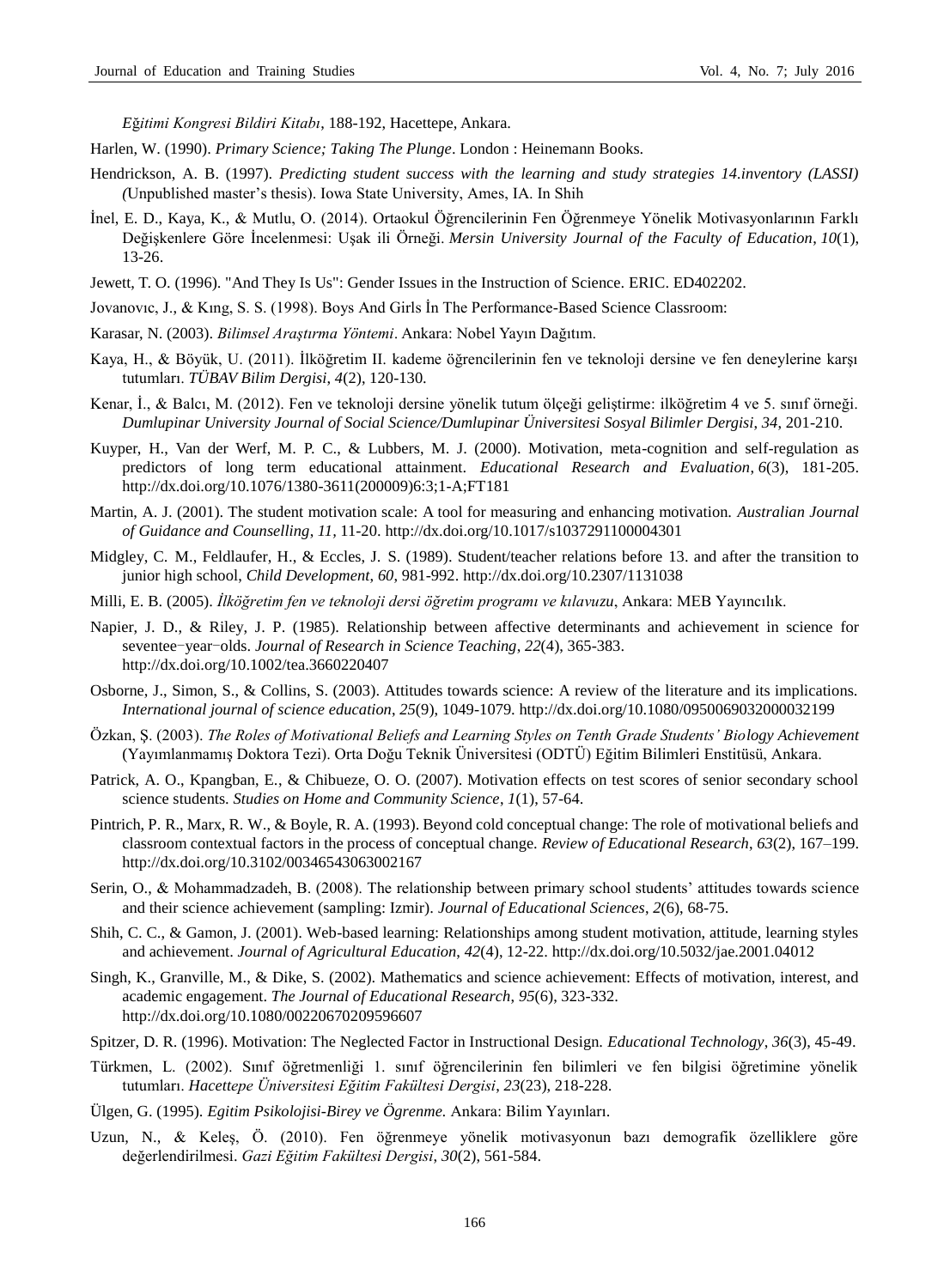*Eğitimi Kongresi Bildiri Kitabı*, 188-192, Hacettepe, Ankara.

Harlen, W. (1990). *Primary Science; Taking The Plunge*. London : Heinemann Books.

Hendrickson, A. B. (1997). *Predicting student success with the learning and study strategies 14.inventory (LASSI) (*Unpublished master's thesis). Iowa State University, Ames, IA. In Shih

İnel, E. D., Kaya, K., & Mutlu, O. (2014). Ortaokul Öğrencilerinin Fen Öğrenmeye Yönelik Motivasyonlarının Farklı Değişkenlere Göre İncelenmesi: Uşak ili Örneği. *Mersin University Journal of the Faculty of Education*, *10*(1), 13-26.

Jewett, T. O. (1996). "And They Is Us": Gender Issues in the Instruction of Science. ERIC. ED402202.

Jovanovıc, J., & Kıng, S. S. (1998). Boys And Girls İn The Performance-Based Science Classroom:

Karasar, N. (2003). *Bilimsel Araştırma Yöntemi*. Ankara: Nobel Yayın Dağıtım.

Kaya, H., & Böyük, U. (2011). İlköğretim II. kademe öğrencilerinin fen ve teknoloji dersine ve fen deneylerine karşı tutumları. *TÜBAV Bilim Dergisi*, *4*(2), 120-130.

Kenar, İ., & Balcı, M. (2012). Fen ve teknoloji dersine yönelik tutum ölçeği geliştirme: ilköğretim 4 ve 5. sınıf örneği. *Dumlupinar University Journal of Social Science/Dumlupinar Üniversitesi Sosyal Bilimler Dergisi*, *34*, 201-210.

Kuyper, H., Van der Werf, M. P. C., & Lubbers, M. J. (2000). Motivation, meta-cognition and self-regulation as predictors of long term educational attainment. *Educational Research and Evaluation*, *6*(3), 181-205. http://dx.doi.org/10.1076/1380-3611(200009)6:3;1-A;FT181

Martin, A. J. (2001). The student motivation scale: A tool for measuring and enhancing motivation. *Australian Journal of Guidance and Counselling*, *11*, 11-20. http://dx.doi.org/10.1017/s1037291100004301

Midgley, C. M., Feldlaufer, H., & Eccles, J. S. (1989). Student/teacher relations before 13. and after the transition to junior high school, *Child Development*, *60*, 981-992. http://dx.doi.org/10.2307/1131038

Milli, E. B. (2005). *İlköğretim fen ve teknoloji dersi öğretim programı ve kılavuzu*, Ankara: MEB Yayıncılık.

Napier, J. D., & Riley, J. P. (1985). Relationship between affective determinants and achievement in science for seventee−year−olds. *Journal of Research in Science Teaching*, *22*(4), 365-383. http://dx.doi.org/10.1002/tea.3660220407

Osborne, J., Simon, S., & Collins, S. (2003). Attitudes towards science: A review of the literature and its implications. *International journal of science education*, *25*(9), 1049-1079. http://dx.doi.org/10.1080/0950069032000032199

Özkan, Ş. (2003). *The Roles of Motivational Beliefs and Learning Styles on Tenth Grade Students' Biology Achievement* (Yayımlanmamış Doktora Tezi). Orta Doğu Teknik Üniversitesi (ODTÜ) Eğitim Bilimleri Enstitüsü, Ankara.

Patrick, A. O., Kpangban, E., & Chibueze, O. O. (2007). Motivation effects on test scores of senior secondary school science students. *Studies on Home and Community Science*, *1*(1), 57-64.

Pintrich, P. R., Marx, R. W., & Boyle, R. A. (1993). Beyond cold conceptual change: The role of motivational beliefs and classroom contextual factors in the process of conceptual change. *Review of Educational Research*, *63*(2), 167–199. http://dx.doi.org/10.3102/00346543063002167

Serin, O., & Mohammadzadeh, B. (2008). The relationship between primary school students' attitudes towards science and their science achievement (sampling: Izmir). *Journal of Educational Sciences*, *2*(6), 68-75.

Shih, C. C., & Gamon, J. (2001). Web-based learning: Relationships among student motivation, attitude, learning styles and achievement. *Journal of Agricultural Education*, *42*(4), 12-22. http://dx.doi.org/10.5032/jae.2001.04012

Singh, K., Granville, M., & Dike, S. (2002). Mathematics and science achievement: Effects of motivation, interest, and academic engagement. *The Journal of Educational Research*, *95*(6), 323-332. http://dx.doi.org/10.1080/00220670209596607

Spitzer, D. R. (1996). Motivation: The Neglected Factor in Instructional Design. *Educational Technology*, *36*(3), 45-49.

Türkmen, L. (2002). Sınıf öğretmenliği 1. sınıf öğrencilerinin fen bilimleri ve fen bilgisi öğretimine yönelik tutumları. *Hacettepe Üniversitesi Eğitim Fakültesi Dergisi*, *23*(23), 218-228.

Ülgen, G. (1995). *Egitim Psikolojisi-Birey ve Ögrenme.* Ankara: Bilim Yayınları.

Uzun, N., & Keleş, Ö. (2010). Fen öğrenmeye yönelik motivasyonun bazı demografik özelliklere göre değerlendirilmesi. *Gazi Eğitim Fakültesi Dergisi*, *30*(2), 561-584.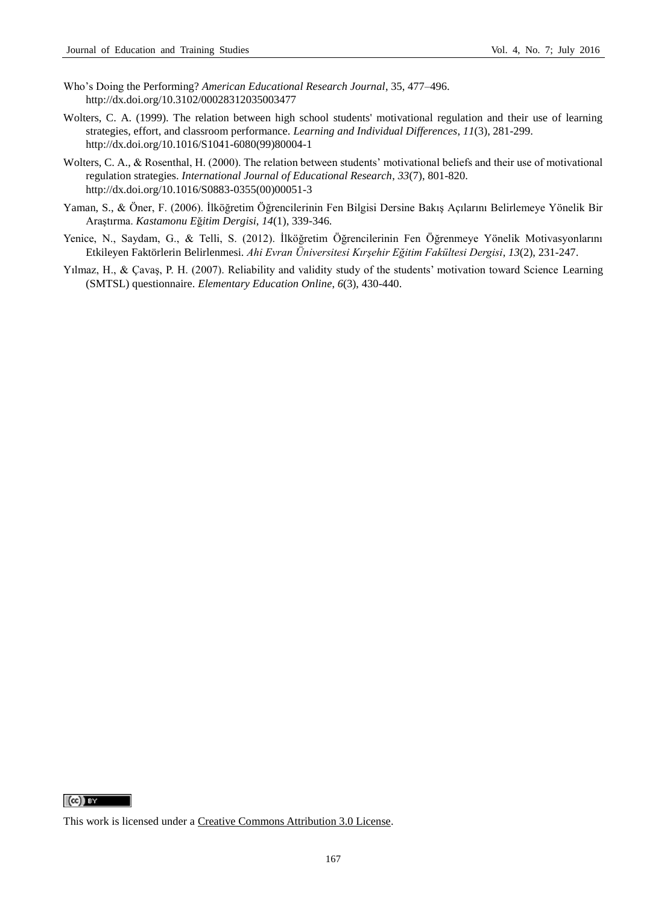Who's Doing the Performing? *American Educational Research Journal*, 35, 477–496. http://dx.doi.org/10.3102/00028312035003477

Wolters, C. A. (1999). The relation between high school students' motivational regulation and their use of learning strategies, effort, and classroom performance. *Learning and Individual Differences, 11*(3), 281-299. http://dx.doi.org/10.1016/S1041-6080(99)80004-1

Wolters, C. A., & Rosenthal, H. (2000). The relation between students' motivational beliefs and their use of motivational regulation strategies. *International Journal of Educational Research*, *33*(7), 801-820. http://dx.doi.org/10.1016/S0883-0355(00)00051-3

Yaman, S., & Öner, F. (2006). İlköğretim Öğrencilerinin Fen Bilgisi Dersine Bakış Açılarını Belirlemeye Yönelik Bir Araştırma. *Kastamonu Eğitim Dergisi*, *14*(1), 339-346.

Yenice, N., Saydam, G., & Telli, S. (2012). İlköğretim Öğrencilerinin Fen Öğrenmeye Yönelik Motivasyonlarını Etkileyen Faktörlerin Belirlenmesi. *Ahi Evran Üniversitesi Kırşehir Eğitim Fakültesi Dergisi*, *13*(2), 231-247.

Yılmaz, H., & Çavaş, P. H. (2007). Reliability and validity study of the students' motivation toward Science Learning (SMTSL) questionnaire. *Elementary Education Online*, *6*(3), 430-440.

This work is licensed under a Creative Commons Attribution 3.0 License.